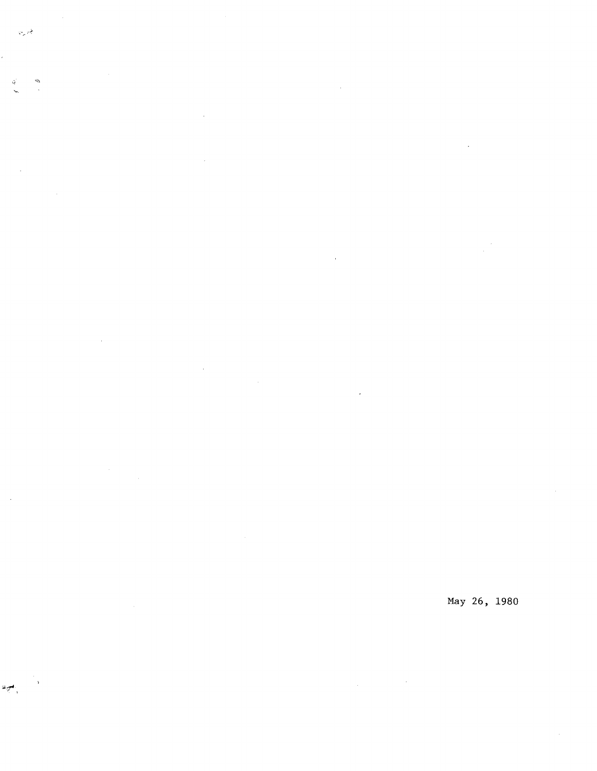May 26, 1980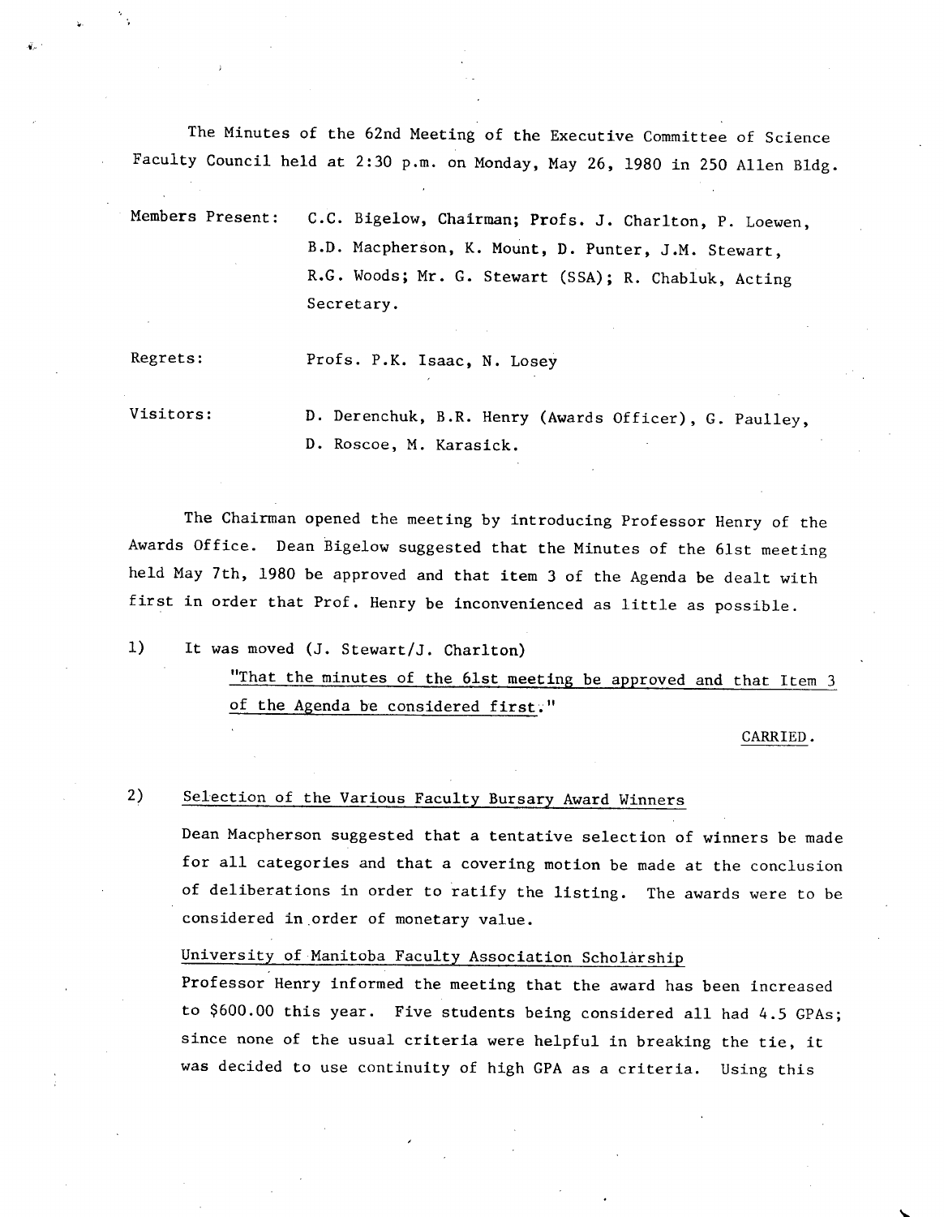The Minutes of the 62nd Meeting of the Executive Committee of Science Faculty Council held at 2:30 p.m. on Monday, May 26, 1980 in 250 Allen Bldg.

Members Present: C.C. Bigelow, Chairman; Profs. J. Charlton, P. Loewen, B.D. Macpherson, K. Mount, D. Punter, J.M. Stewart, R.G. Woods; Mr. G. Stewart (SSA); R. Chabluk, Acting Secretary.

Regrets: Profs. P.K. Isaac, N. Losey

Visitors: D. Derenchuk, B.R. Henry (Awards Officer), G. Paulley, D. Roscoe, M. Karasick.

The Chairman opened the meeting by introducing Professor Henry of the Awards Office. Dean Bigelow suggested that the Minutes of the 61st meeting held May 7th, 1980 be approved and that item 3 of the Agenda be dealt with first in order that Prof. Henry be inconvenienced as little as possible.

1) It was moved (J. Stewart/J. Charlton)

"That the minutes of the 61st meeting be approved and that Item 3 of the Agenda be considered first."

CARRIED.

2) Selection of the Various Faculty Bursary Award Winners

Dean Macpherson suggested that a tentative selection of winners be made for all categories and that a covering motion be made at the conclusion of deliberations in order to ratify the listing. The awards were to be considered in order of monetary value.

University of Manitoba Faculty Association Scholarship

Professor Henry informed the meeting that the award has been increased to $600.00 this year. Five students being considered all had 4.5 GPAs; since none of the usual criteria were helpful in breaking the tie, it was decided to use continuity of high GPA as a criteria. Using this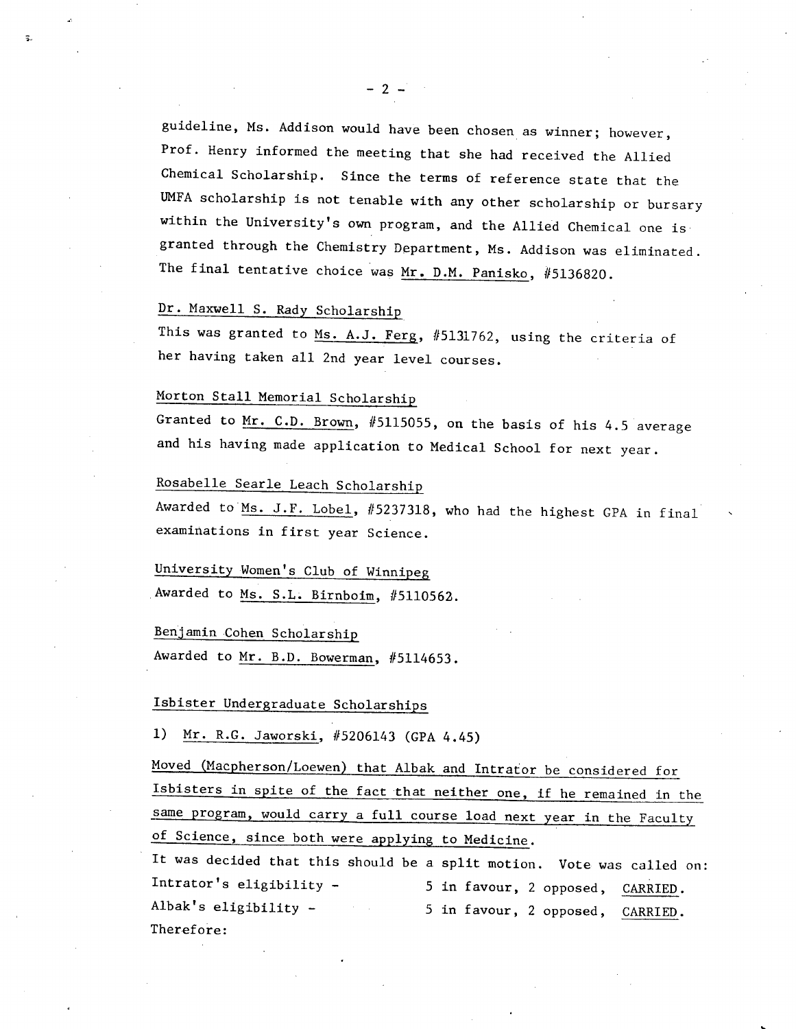guideline, Ms. Addison would have been chosen as winner; however, Prof. Henry informed the meeting that she had received the Allied Chemical Scholarship. Since the terms of reference state that the UMFA scholarship is not tenable with any other scholarship or bursary within the University's own program, and the Allied Chemical one is granted through the Chemistry Department, Ms. Addison was eliminated. The final tentative choice was Mr. D.M. Panisko, #5136820.

Dr. Maxwell S. Rady Scholarship

This was granted to Ms. A.J. Ferg, #5131762, using the criteria of her having taken all 2nd year level courses.

Morton Stall Memorial Scholarship

Granted to Mr. C.D. Brown, #5115055, on the basis of his 4.5 average and his having made application to Medical School for next year.

Rosabelle Searle Leach Scholarship

Awarded to Ms. J.F. Lobel, #5237318, who had the highest GPA in final examinations in first year Science.

University Women's Club of Winnipeg

Awarded to Ms. S.L. Birnboim, #5110562.

Benjamin Cohen Scholarship

Awarded to Mr. B.D. Bowerman, #5114653.

Isbister Undergraduate Scholarships

1) Mr. R.G. Jaworski, #5206143 (GPA 4.45)

Moved (Macpherson/Loewen) that Albak and Intrator be considered for Isbisters in spite of the fact that neither one, if he remained in the same program, would carry a full course load next year in the Faculty of Science, since both were applying to Medicine.

It was decided that this should be a split motion. Vote was called on:

Intrator's eligibility - 5 in favour, 2 opposed, CARRIED.

Albak's eligibility - 5 in favour, 2 opposed, CARRIED.

Therefore: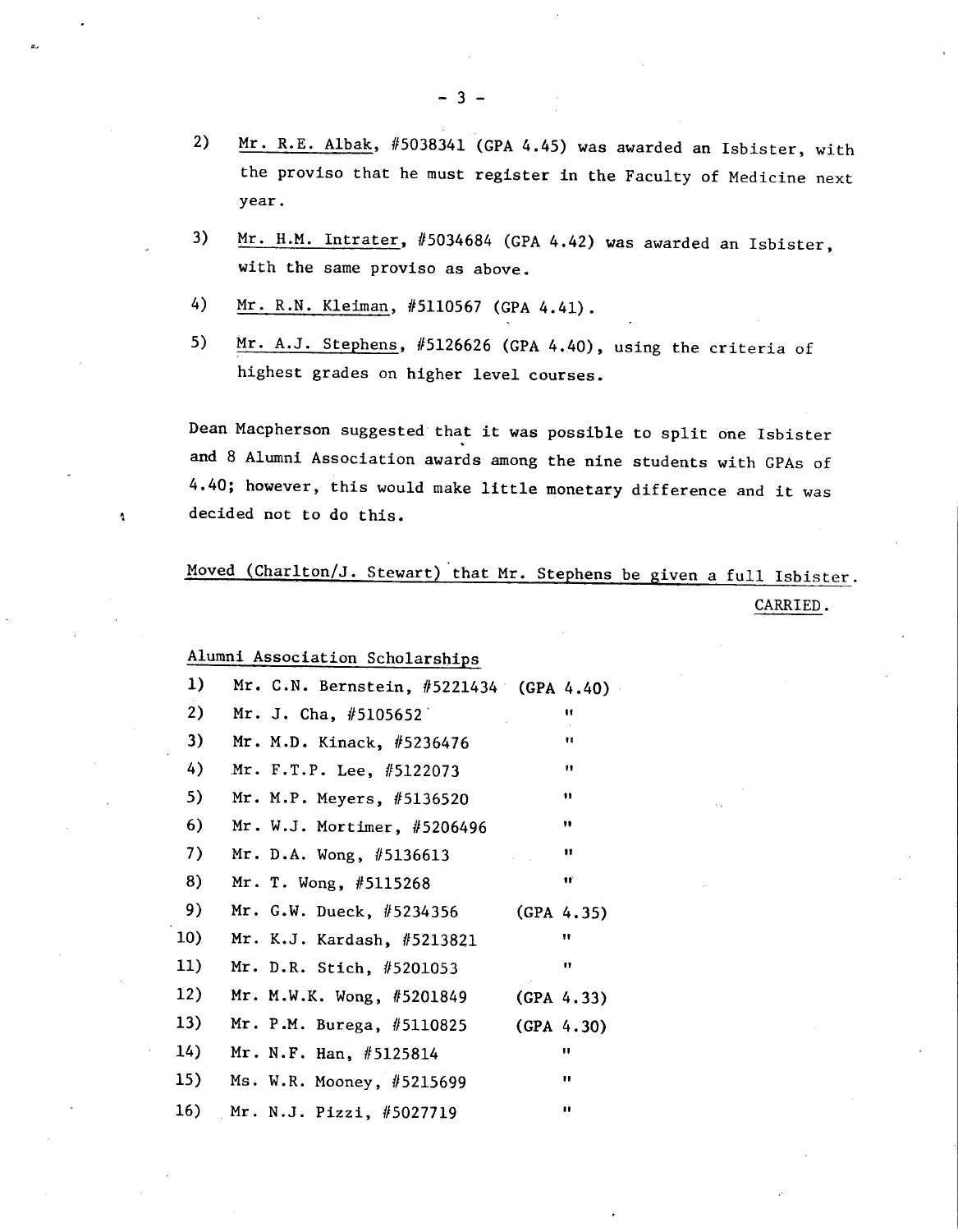2) Mr. R.E. Albak, #5038341 (GPA 4.45) was awarded an Isbister, with the proviso that he must register in the Faculty of Medicine next year.

3) Mr. H.M. Intrater, #5034684 (GPA 4.42) was awarded an Isbister, with the same proviso as above.

4) Mr. R.N. Kleiman, #5110567 (GPA 4.41).

5) Mr. A.J. Stephens, #5126626 (GPA 4.40), using the criteria of highest grades on higher level courses.

Dean Macpherson suggested that it was possible to split one Isbister and 8 Alumni Association awards among the nine students with GPAs of 4.40; however, this would make little monetary difference and it was decided not to do this.

Moved (Charlton/J. Stewart) that Mr. Stephens be given a full Isbister.

CARRIED.

Alumni Association Scholarships

1) Mr. C.N. Bernstein, #5221434 (GPA 4.40)
2) Mr. J. Cha, #5105652 "
3) Mr. M.D. Kinack, #5236476 "
4) Mr. F.T.P. Lee, #5122073 "
5) Mr. M.P. Meyers, #5136520 "
6) Mr. W.J. Mortimer, #5206496 "
7) Mr. D.A. Wong, #5136613 "
8) Mr. T. Wong, #5115268 "
9) Mr. G.W. Dueck, #5234356 (GPA 4.35)
10) Mr. K.J. Kardash, #5213821 "
11) Mr. D.R. Stich, #5201053 "
12) Mr. M.W.K. Wong, #5201849 (GPA 4.33)
13) Mr. P.M. Burega, #5110825 (GPA 4.30)
14) Mr. N.F. Han, #5125814 "
15) Ms. W.R. Mooney, #5215699 "
16) Mr. N.J. Pizzi, #5027719 "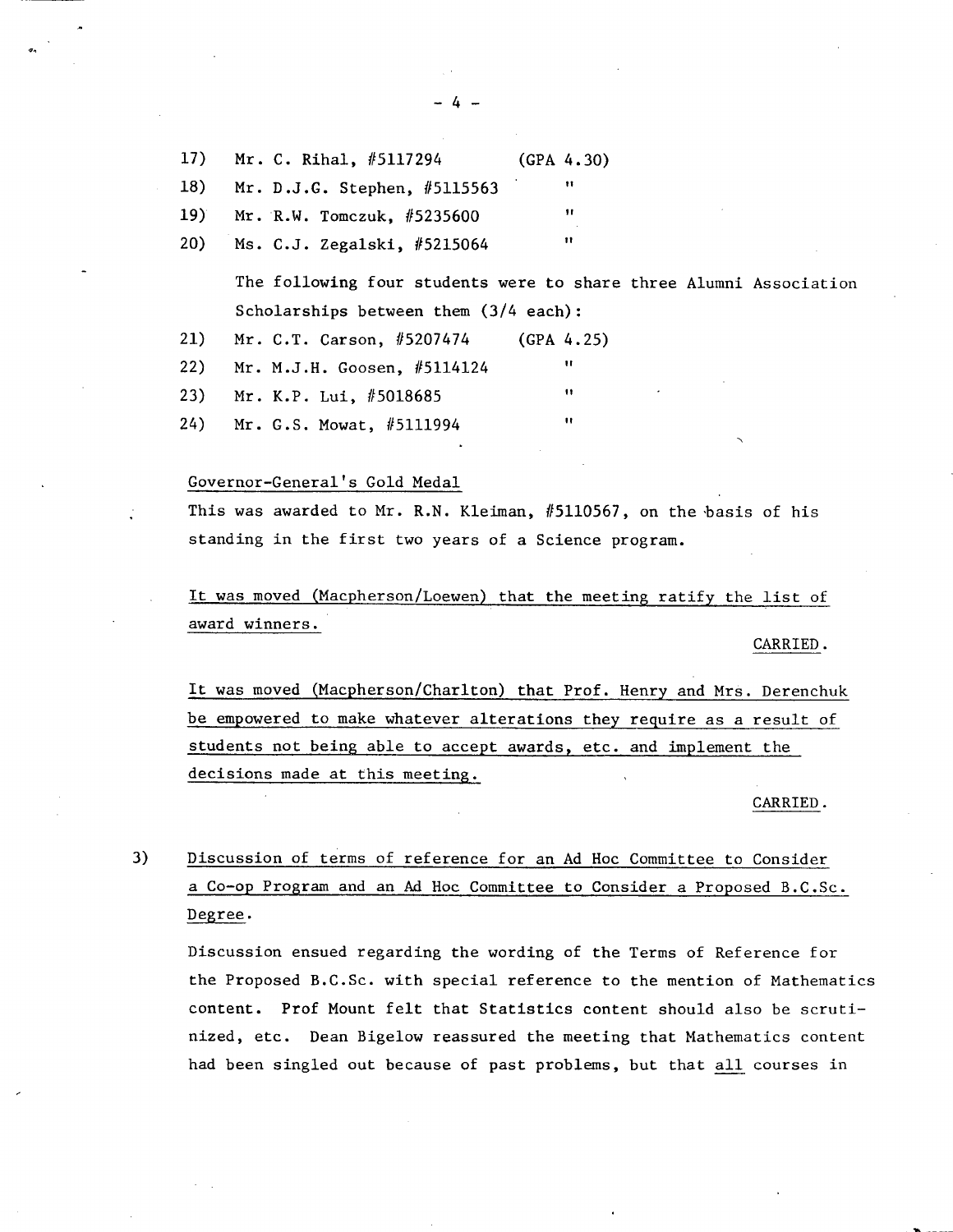17) Mr. C. Rihal, #5117294 (GPA 4.30)

18) Mr. D.J.G. Stephen, #5115563 "

19) Mr. R.W. Tomczuk, #5235600 "

20) Ms. C.J. Zegalski, #5215064 "

The following four students were to share three Alumni Association Scholarships between them (3/4 each):

21) Mr. C.T. Carson, #5207474 (GPA 4.25)

22) Mr. M.J.H. Goosen, #5114124 "

23) Mr. K.P. Lui, #5018685 "

24) Mr. G.S. Mowat, #5111994 "

<u>Governor-General's Gold Medal</u>

This was awarded to Mr. R.N. Kleiman, #5110567, on the basis of his standing in the first two years of a Science program.

<u>It was moved (Macpherson/Loewen) that the meeting ratify the list of award winners.</u>

CARRIED.

<u>It was moved (Macpherson/Charlton) that Prof. Henry and Mrs. Derenchuk be empowered to make whatever alterations they require as a result of students not being able to accept awards, etc. and implement the decisions made at this meeting.</u>

CARRIED.

3) <u>Discussion of terms of reference for an Ad Hoc Committee to Consider a Co-op Program and an Ad Hoc Committee to Consider a Proposed B.C.Sc. Degree.</u>

Discussion ensued regarding the wording of the Terms of Reference for the Proposed B.C.Sc. with special reference to the mention of Mathematics content. Prof Mount felt that Statistics content should also be scrutinized, etc. Dean Bigelow reassured the meeting that Mathematics content had been singled out because of past problems, but that <u>all</u> courses in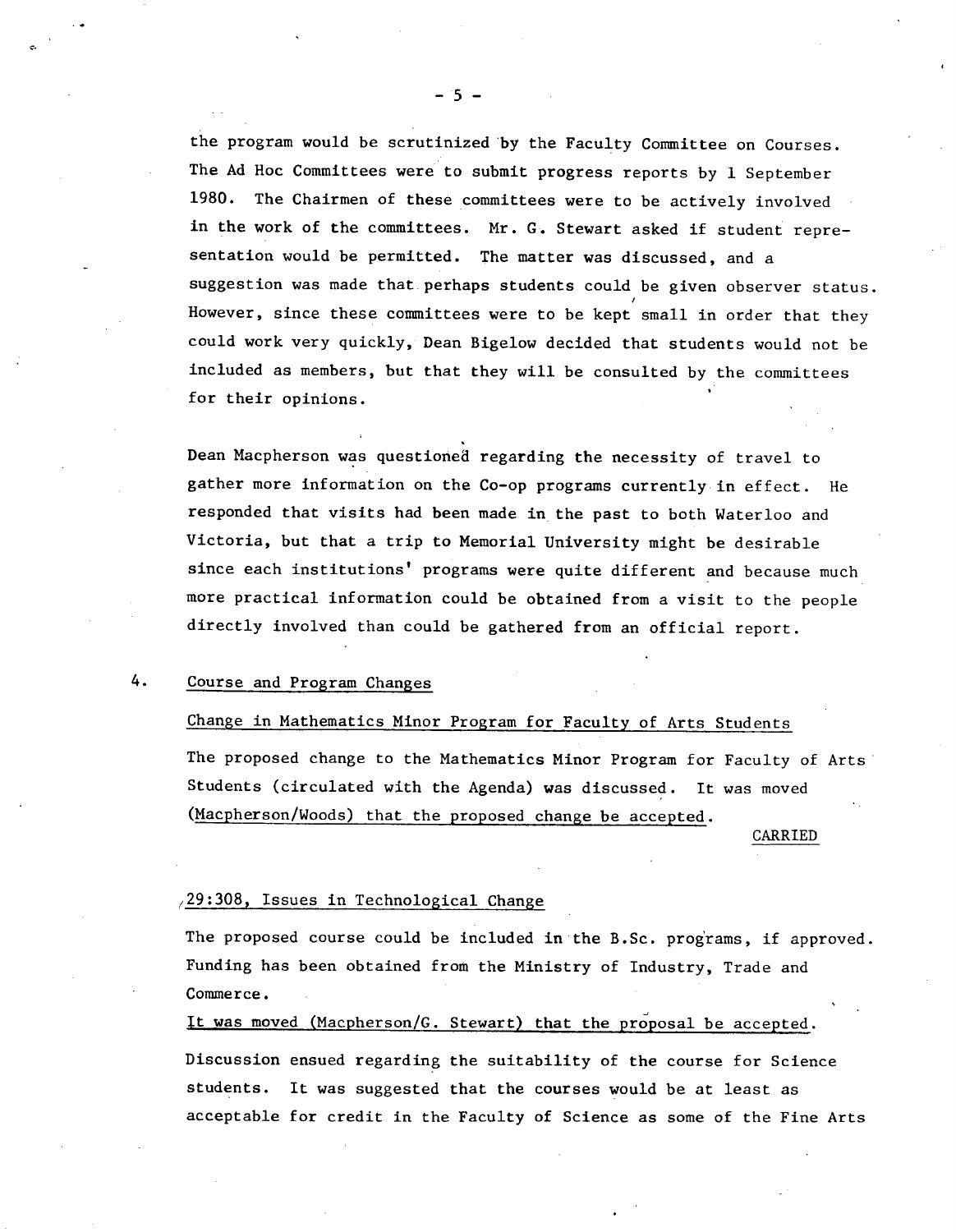the program would be scrutinized by the Faculty Committee on Courses. The Ad Hoc Committees were to submit progress reports by 1 September 1980. The Chairmen of these committees were to be actively involved in the work of the committees. Mr. G. Stewart asked if student representation would be permitted. The matter was discussed, and a suggestion was made that perhaps students could be given observer status. However, since these committees were to be kept small in order that they could work very quickly, Dean Bigelow decided that students would not be included as members, but that they will be consulted by the committees for their opinions.

Dean Macpherson was questioned regarding the necessity of travel to gather more information on the Co-op programs currently in effect. He responded that visits had been made in the past to both Waterloo and Victoria, but that a trip to Memorial University might be desirable since each institutions' programs were quite different and because much more practical information could be obtained from a visit to the people directly involved than could be gathered from an official report.

4. Course and Program Changes

Change in Mathematics Minor Program for Faculty of Arts Students

The proposed change to the Mathematics Minor Program for Faculty of Arts Students (circulated with the Agenda) was discussed. It was moved (Macpherson/Woods) that the proposed change be accepted.

CARRIED

29:308, Issues in Technological Change

The proposed course could be included in the B.Sc. programs, if approved. Funding has been obtained from the Ministry of Industry, Trade and Commerce.

It was moved (Macpherson/G. Stewart) that the proposal be accepted.

Discussion ensued regarding the suitability of the course for Science students. It was suggested that the courses would be at least as acceptable for credit in the Faculty of Science as some of the Fine Arts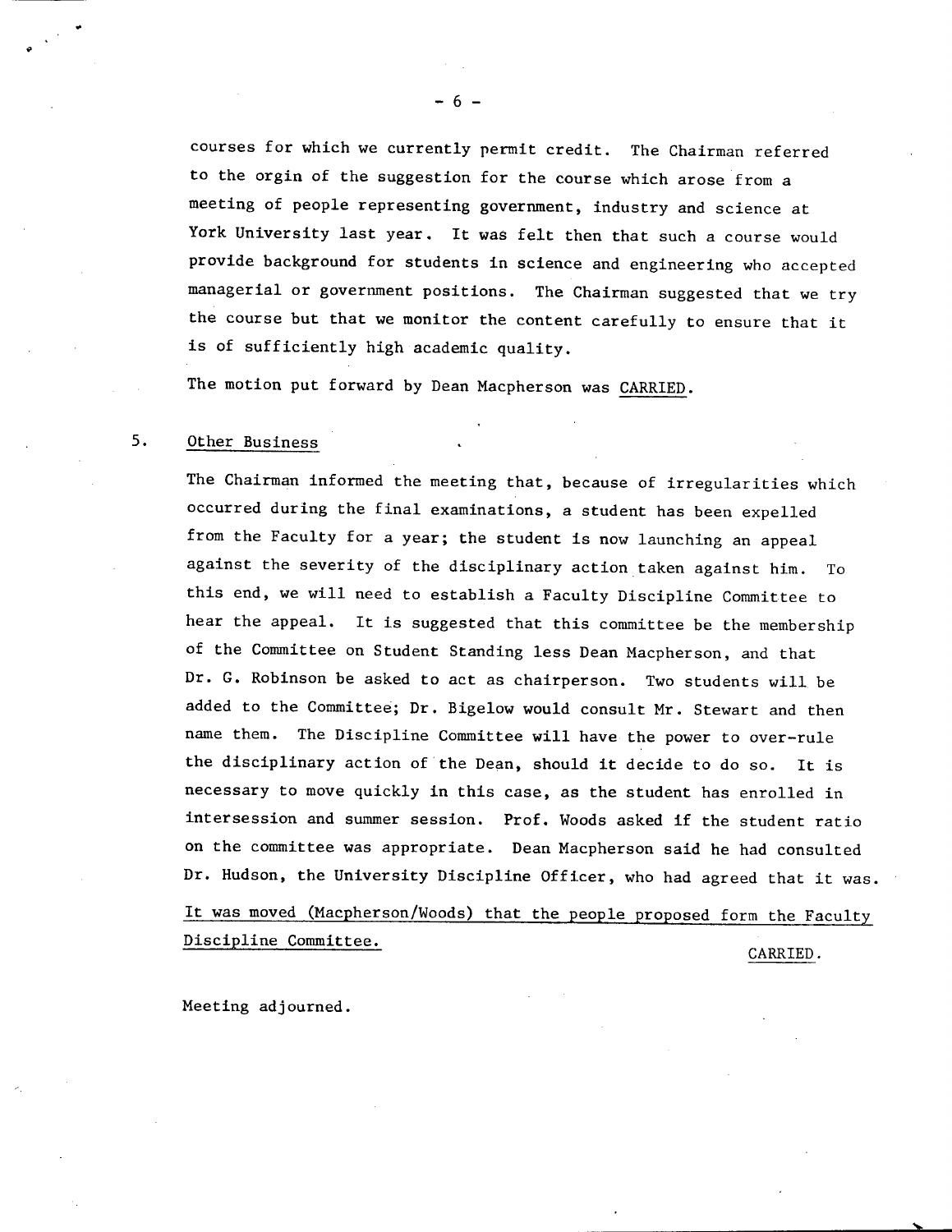courses for which we currently permit credit. The Chairman referred to the orgin of the suggestion for the course which arose from a meeting of people representing government, industry and science at York University last year. It was felt then that such a course would provide background for students in science and engineering who accepted managerial or government positions. The Chairman suggested that we try the course but that we monitor the content carefully to ensure that it is of sufficiently high academic quality.

The motion put forward by Dean Macpherson was CARRIED.

5. Other Business

The Chairman informed the meeting that, because of irregularities which occurred during the final examinations, a student has been expelled from the Faculty for a year; the student is now launching an appeal against the severity of the disciplinary action taken against him. To this end, we will need to establish a Faculty Discipline Committee to hear the appeal. It is suggested that this committee be the membership of the Committee on Student Standing less Dean Macpherson, and that Dr. G. Robinson be asked to act as chairperson. Two students will be added to the Committee; Dr. Bigelow would consult Mr. Stewart and then name them. The Discipline Committee will have the power to over-rule the disciplinary action of the Dean, should it decide to do so. It is necessary to move quickly in this case, as the student has enrolled in intersession and summer session. Prof. Woods asked if the student ratio on the committee was appropriate. Dean Macpherson said he had consulted Dr. Hudson, the University Discipline Officer, who had agreed that it was.

It was moved (Macpherson/Woods) that the people proposed form the Faculty Discipline Committee.

CARRIED.

Meeting adjourned.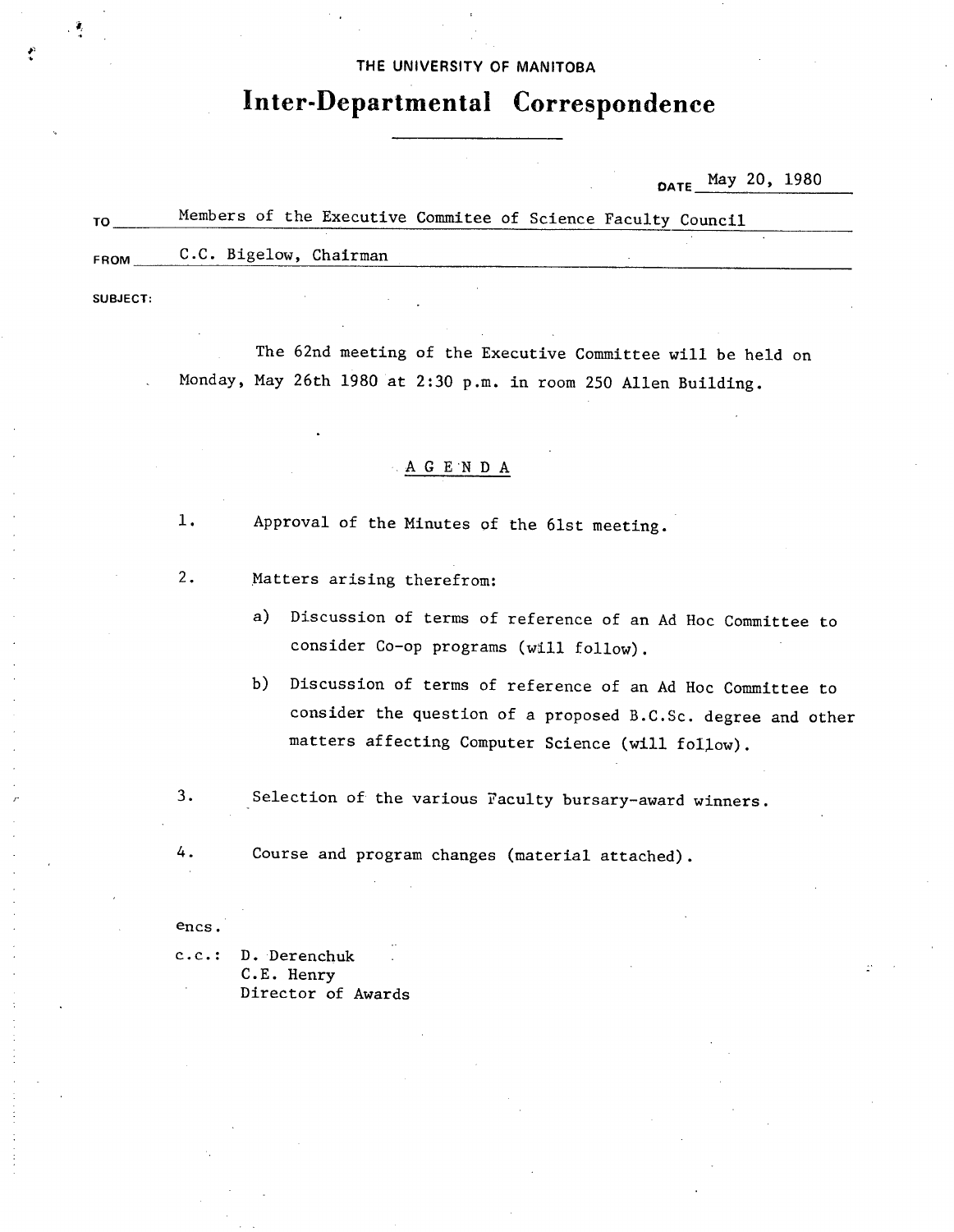THE UNIVERSITY OF MANITOBA

# Inter-Departmental Correspondence

DATE May 20, 1980

TO Members of the Executive Commitee of Science Faculty Council

FROM C.C. Bigelow, Chairman

SUBJECT:

The 62nd meeting of the Executive Committee will be held on Monday, May 26th 1980 at 2:30 p.m. in room 250 Allen Building.

## AGENDA

1. Approval of the Minutes of the 61st meeting.

2. Matters arising therefrom:

   a) Discussion of terms of reference of an Ad Hoc Committee to consider Co-op programs (will follow).

   b) Discussion of terms of reference of an Ad Hoc Committee to consider the question of a proposed B.C.Sc. degree and other matters affecting Computer Science (will follow).

3. Selection of the various Faculty bursary-award winners.

4. Course and program changes (material attached).

encs.

c.c.: D. Derenchuk
C.E. Henry
Director of Awards